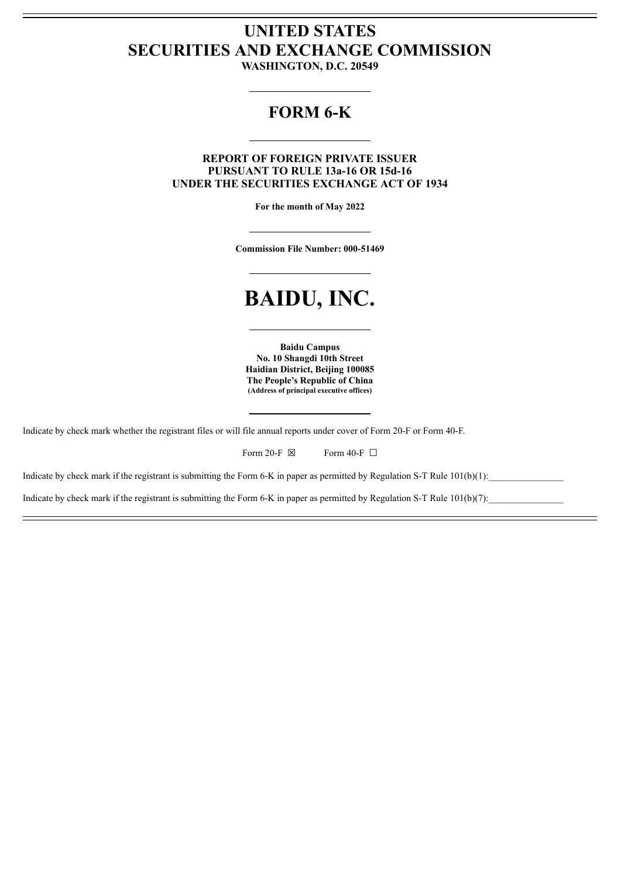# UNITED STATES
# SECURITIES AND EXCHANGE COMMISSION

**WASHINGTON, D.C. 20549**

---

## FORM 6-K

---

**REPORT OF FOREIGN PRIVATE ISSUER**
**PURSUANT TO RULE 13a-16 OR 15d-16**
**UNDER THE SECURITIES EXCHANGE ACT OF 1934**

**For the month of May 2022**

---

**Commission File Number: 000-51469**

---

# BAIDU, INC.

---

**Baidu Campus**
**No. 10 Shangdi 10th Street**
**Haidian District, Beijing 100085**
**The People's Republic of China**
**(Address of principal executive offices)**

---

Indicate by check mark whether the registrant files or will file annual reports under cover of Form 20-F or Form 40-F.

Form 20-F ☒ Form 40-F ☐

Indicate by check mark if the registrant is submitting the Form 6-K in paper as permitted by Regulation S-T Rule 101(b)(1):\_\_\_\_\_\_\_\_\_\_\_\_\_\_\_\_

Indicate by check mark if the registrant is submitting the Form 6-K in paper as permitted by Regulation S-T Rule 101(b)(7):\_\_\_\_\_\_\_\_\_\_\_\_\_\_\_\_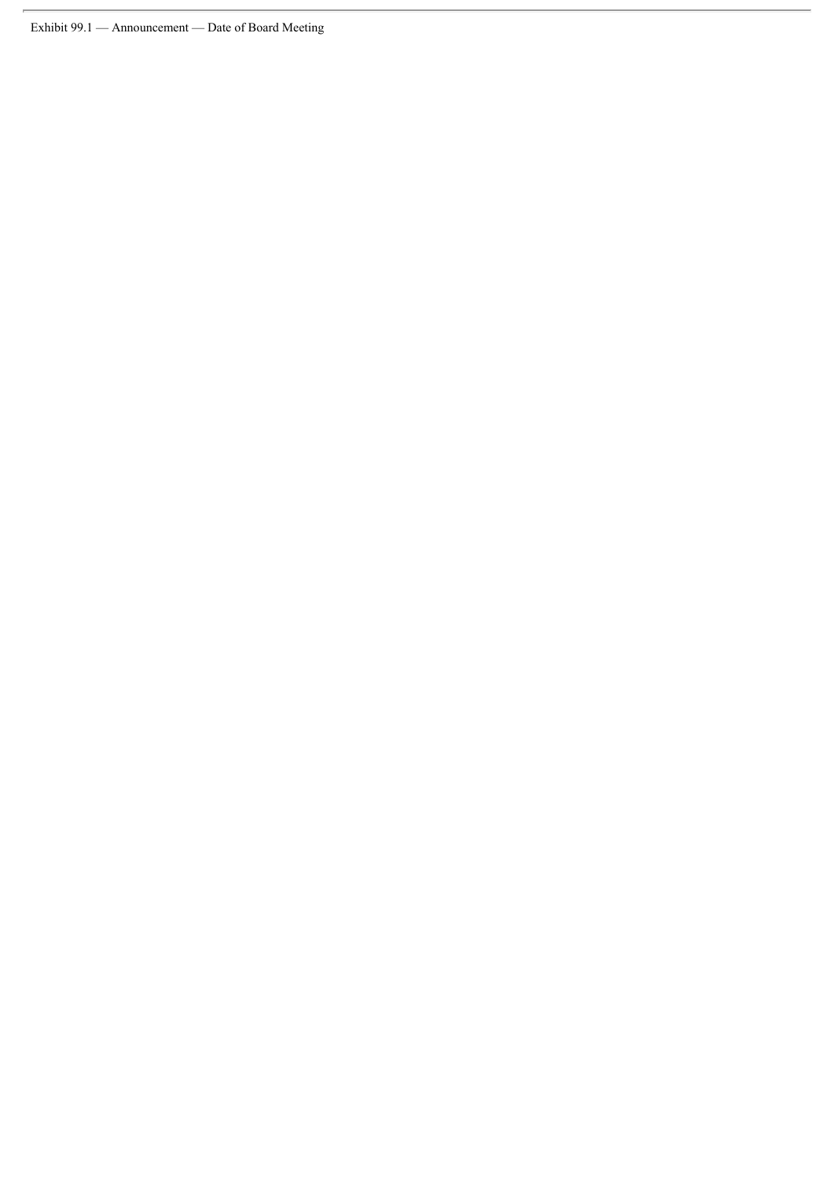Exhibit 99.1 — Announcement — Date of Board Meeting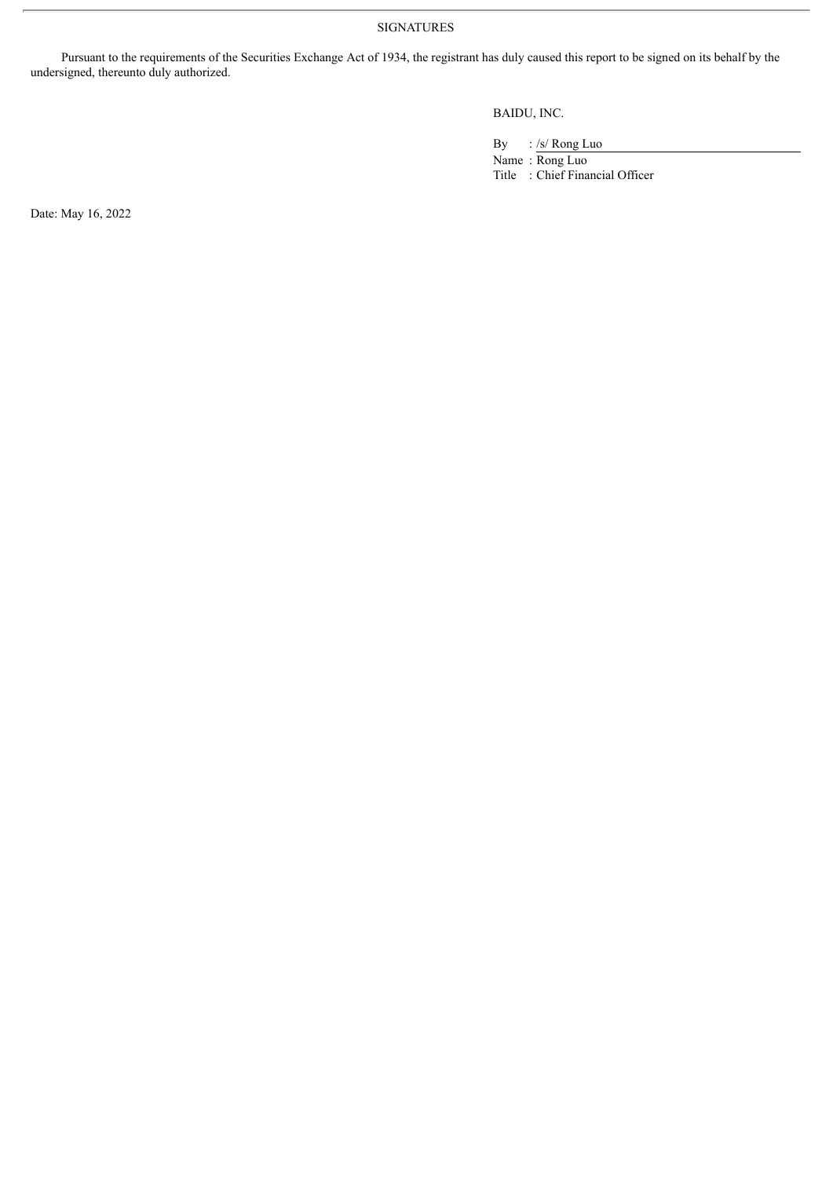SIGNATURES

Pursuant to the requirements of the Securities Exchange Act of 1934, the registrant has duly caused this report to be signed on its behalf by the undersigned, thereunto duly authorized.

BAIDU, INC.

By : /s/ Rong Luo
Name : Rong Luo
Title : Chief Financial Officer

Date: May 16, 2022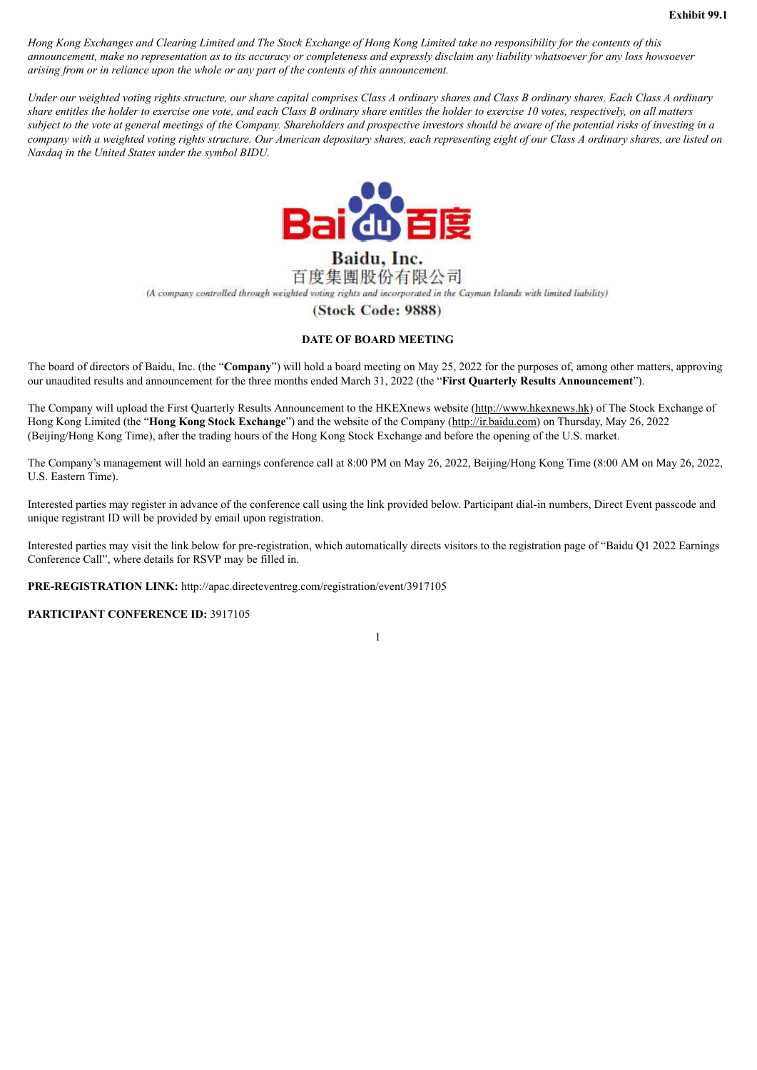Exhibit 99.1

*Hong Kong Exchanges and Clearing Limited and The Stock Exchange of Hong Kong Limited take no responsibility for the contents of this announcement, make no representation as to its accuracy or completeness and expressly disclaim any liability whatsoever for any loss howsoever arising from or in reliance upon the whole or any part of the contents of this announcement.*

*Under our weighted voting rights structure, our share capital comprises Class A ordinary shares and Class B ordinary shares. Each Class A ordinary share entitles the holder to exercise one vote, and each Class B ordinary share entitles the holder to exercise 10 votes, respectively, on all matters subject to the vote at general meetings of the Company. Shareholders and prospective investors should be aware of the potential risks of investing in a company with a weighted voting rights structure. Our American depositary shares, each representing eight of our Class A ordinary shares, are listed on Nasdaq in the United States under the symbol BIDU.*

**Baidu, Inc.**

**百度集團股份有限公司**

*(A company controlled through weighted voting rights and incorporated in the Cayman Islands with limited liability)*

**(Stock Code: 9888)**

**DATE OF BOARD MEETING**

The board of directors of Baidu, Inc. (the "**Company**") will hold a board meeting on May 25, 2022 for the purposes of, among other matters, approving our unaudited results and announcement for the three months ended March 31, 2022 (the "**First Quarterly Results Announcement**").

The Company will upload the First Quarterly Results Announcement to the HKEXnews website (http://www.hkexnews.hk) of The Stock Exchange of Hong Kong Limited (the "**Hong Kong Stock Exchange**") and the website of the Company (http://ir.baidu.com) on Thursday, May 26, 2022 (Beijing/Hong Kong Time), after the trading hours of the Hong Kong Stock Exchange and before the opening of the U.S. market.

The Company's management will hold an earnings conference call at 8:00 PM on May 26, 2022, Beijing/Hong Kong Time (8:00 AM on May 26, 2022, U.S. Eastern Time).

Interested parties may register in advance of the conference call using the link provided below. Participant dial-in numbers, Direct Event passcode and unique registrant ID will be provided by email upon registration.

Interested parties may visit the link below for pre-registration, which automatically directs visitors to the registration page of "Baidu Q1 2022 Earnings Conference Call", where details for RSVP may be filled in.

**PRE-REGISTRATION LINK:** http://apac.directeventreg.com/registration/event/3917105

**PARTICIPANT CONFERENCE ID:** 3917105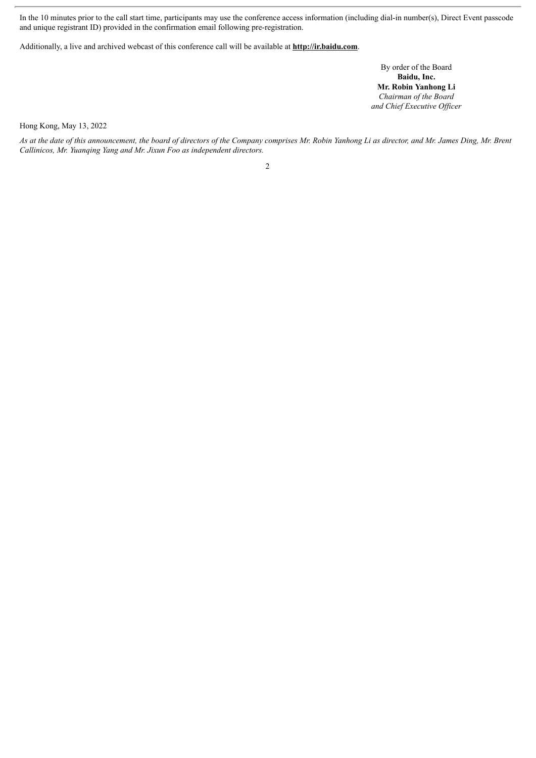In the 10 minutes prior to the call start time, participants may use the conference access information (including dial-in number(s), Direct Event passcode and unique registrant ID) provided in the confirmation email following pre-registration.

Additionally, a live and archived webcast of this conference call will be available at **http://ir.baidu.com**.

By order of the Board
**Baidu, Inc.**
**Mr. Robin Yanhong Li**
*Chairman of the Board*
*and Chief Executive Officer*

Hong Kong, May 13, 2022

*As at the date of this announcement, the board of directors of the Company comprises Mr. Robin Yanhong Li as director, and Mr. James Ding, Mr. Brent Callinicos, Mr. Yuanqing Yang and Mr. Jixun Foo as independent directors.*